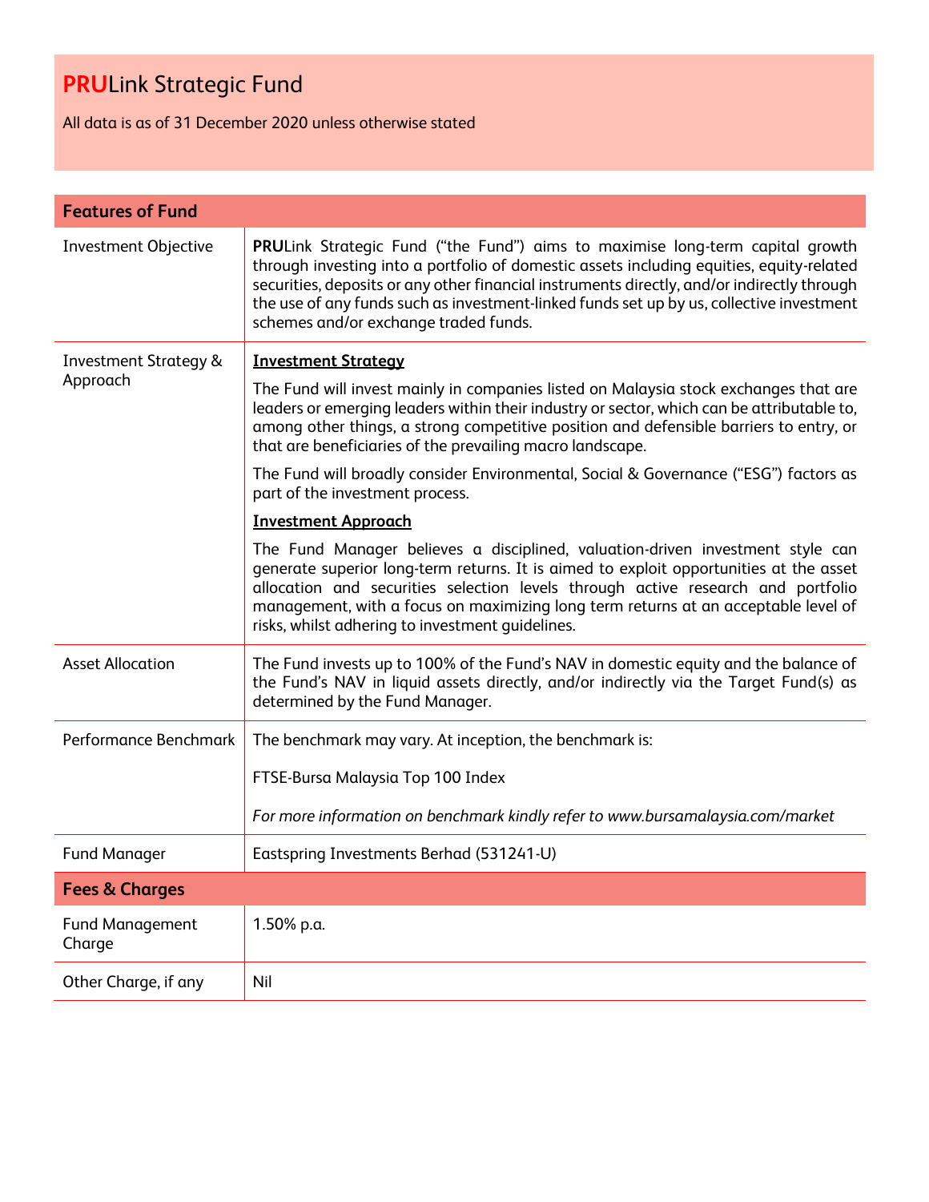# **PRU**Link Strategic Fund

All data is as of 31 December 2020 unless otherwise stated

| **Features of Fund** | |
|---|---|
| Investment Objective | **PRU**Link Strategic Fund ("the Fund") aims to maximise long-term capital growth through investing into a portfolio of domestic assets including equities, equity-related securities, deposits or any other financial instruments directly, and/or indirectly through the use of any funds such as investment-linked funds set up by us, collective investment schemes and/or exchange traded funds. |
| Investment Strategy & Approach | **Investment Strategy**<br><br>The Fund will invest mainly in companies listed on Malaysia stock exchanges that are leaders or emerging leaders within their industry or sector, which can be attributable to, among other things, a strong competitive position and defensible barriers to entry, or that are beneficiaries of the prevailing macro landscape.<br><br>The Fund will broadly consider Environmental, Social & Governance ("ESG") factors as part of the investment process.<br><br>**Investment Approach**<br><br>The Fund Manager believes a disciplined, valuation-driven investment style can generate superior long-term returns. It is aimed to exploit opportunities at the asset allocation and securities selection levels through active research and portfolio management, with a focus on maximizing long term returns at an acceptable level of risks, whilst adhering to investment guidelines. |
| Asset Allocation | The Fund invests up to 100% of the Fund's NAV in domestic equity and the balance of the Fund's NAV in liquid assets directly, and/or indirectly via the Target Fund(s) as determined by the Fund Manager. |
| Performance Benchmark | The benchmark may vary. At inception, the benchmark is:<br><br>FTSE-Bursa Malaysia Top 100 Index<br><br>*For more information on benchmark kindly refer to www.bursamalaysia.com/market* |
| Fund Manager | Eastspring Investments Berhad (531241-U) |
| **Fees & Charges** | |
| Fund Management Charge | 1.50% p.a. |
| Other Charge, if any | Nil |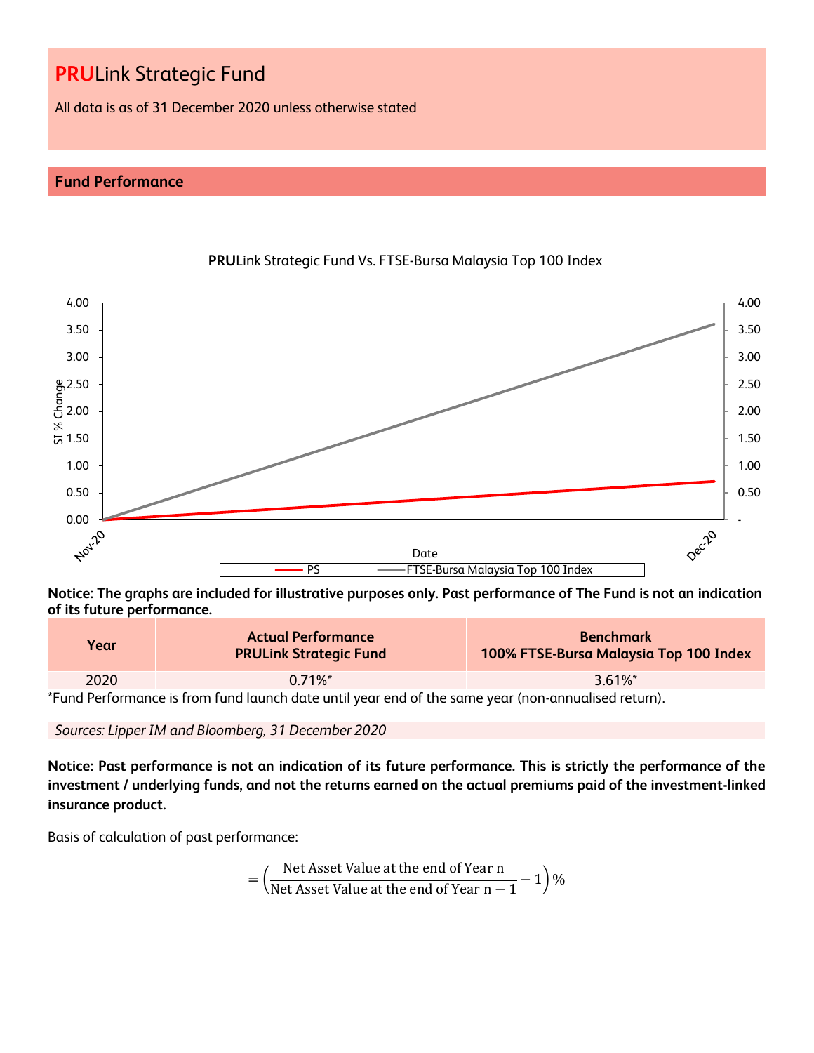# **PRU**Link Strategic Fund

All data is as of 31 December 2020 unless otherwise stated

## Fund Performance

**PRU**Link Strategic Fund Vs. FTSE-Bursa Malaysia Top 100 Index

4.00
3.50
3.00
2.50
2.00
1.50
1.00
0.50
0.00
SI % Change
Nov-20
Date
Dec-20
PS
FTSE-Bursa Malaysia Top 100 Index

**Notice: The graphs are included for illustrative purposes only. Past performance of The Fund is not an indication of its future performance.**

| Year | Actual Performance PRULink Strategic Fund | Benchmark 100% FTSE-Bursa Malaysia Top 100 Index |
|---|---|---|
| 2020 | 0.71%* | 3.61%* |

*Fund Performance is from fund launch date until year end of the same year (non-annualised return).

*Sources: Lipper IM and Bloomberg, 31 December 2020*

**Notice: Past performance is not an indication of its future performance. This is strictly the performance of the investment / underlying funds, and not the returns earned on the actual premiums paid of the investment-linked insurance product.**

Basis of calculation of past performance:

$$= \left(\frac{\text{Net Asset Value at the end of Year n}}{\text{Net Asset Value at the end of Year n} - 1} - 1\right)\%$$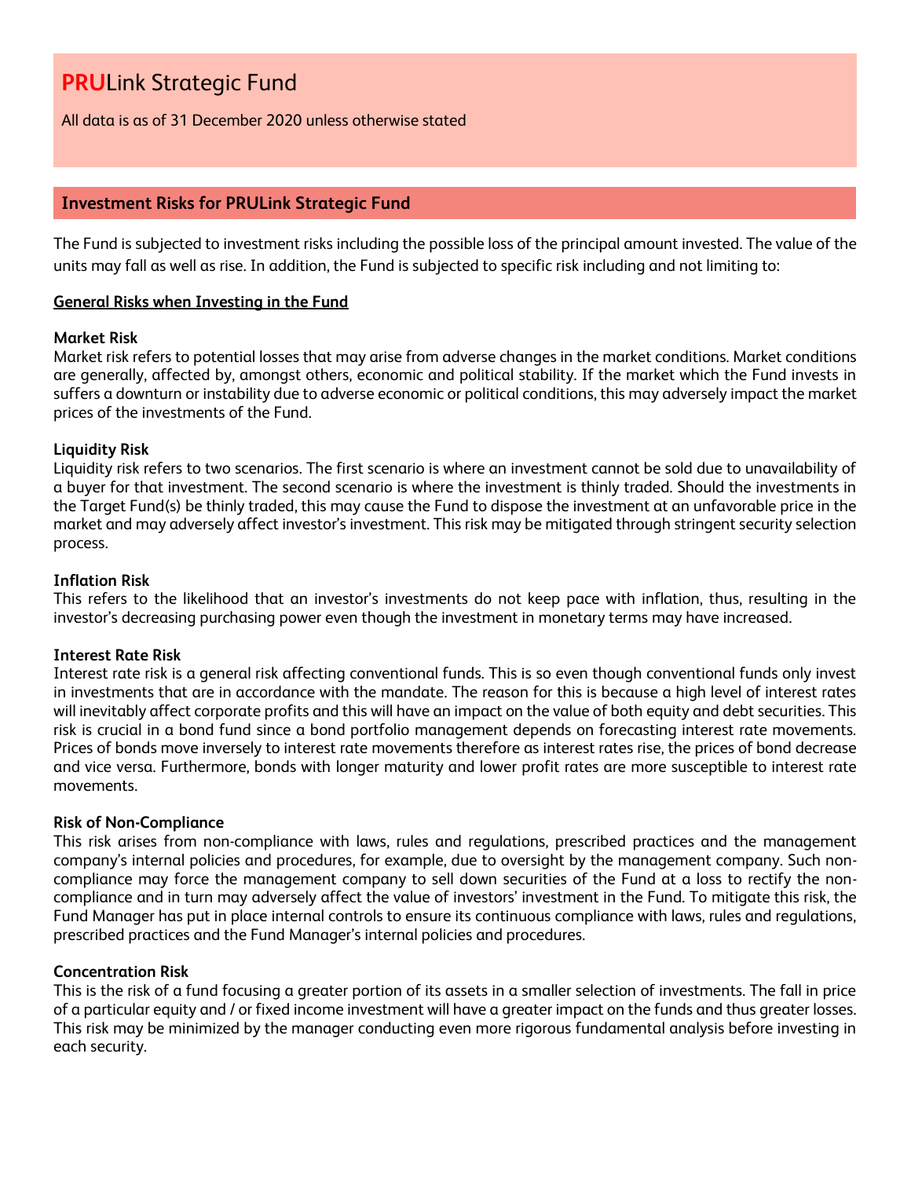# **PRU**Link Strategic Fund

All data is as of 31 December 2020 unless otherwise stated

## Investment Risks for PRULink Strategic Fund

The Fund is subjected to investment risks including the possible loss of the principal amount invested. The value of the units may fall as well as rise. In addition, the Fund is subjected to specific risk including and not limiting to:

**General Risks when Investing in the Fund**

**Market Risk**
Market risk refers to potential losses that may arise from adverse changes in the market conditions. Market conditions are generally, affected by, amongst others, economic and political stability. If the market which the Fund invests in suffers a downturn or instability due to adverse economic or political conditions, this may adversely impact the market prices of the investments of the Fund.

**Liquidity Risk**
Liquidity risk refers to two scenarios. The first scenario is where an investment cannot be sold due to unavailability of a buyer for that investment. The second scenario is where the investment is thinly traded. Should the investments in the Target Fund(s) be thinly traded, this may cause the Fund to dispose the investment at an unfavorable price in the market and may adversely affect investor's investment. This risk may be mitigated through stringent security selection process.

**Inflation Risk**
This refers to the likelihood that an investor's investments do not keep pace with inflation, thus, resulting in the investor's decreasing purchasing power even though the investment in monetary terms may have increased.

**Interest Rate Risk**
Interest rate risk is a general risk affecting conventional funds. This is so even though conventional funds only invest in investments that are in accordance with the mandate. The reason for this is because a high level of interest rates will inevitably affect corporate profits and this will have an impact on the value of both equity and debt securities. This risk is crucial in a bond fund since a bond portfolio management depends on forecasting interest rate movements. Prices of bonds move inversely to interest rate movements therefore as interest rates rise, the prices of bond decrease and vice versa. Furthermore, bonds with longer maturity and lower profit rates are more susceptible to interest rate movements.

**Risk of Non-Compliance**
This risk arises from non-compliance with laws, rules and regulations, prescribed practices and the management company's internal policies and procedures, for example, due to oversight by the management company. Such non-compliance may force the management company to sell down securities of the Fund at a loss to rectify the non-compliance and in turn may adversely affect the value of investors' investment in the Fund. To mitigate this risk, the Fund Manager has put in place internal controls to ensure its continuous compliance with laws, rules and regulations, prescribed practices and the Fund Manager's internal policies and procedures.

**Concentration Risk**
This is the risk of a fund focusing a greater portion of its assets in a smaller selection of investments. The fall in price of a particular equity and / or fixed income investment will have a greater impact on the funds and thus greater losses. This risk may be minimized by the manager conducting even more rigorous fundamental analysis before investing in each security.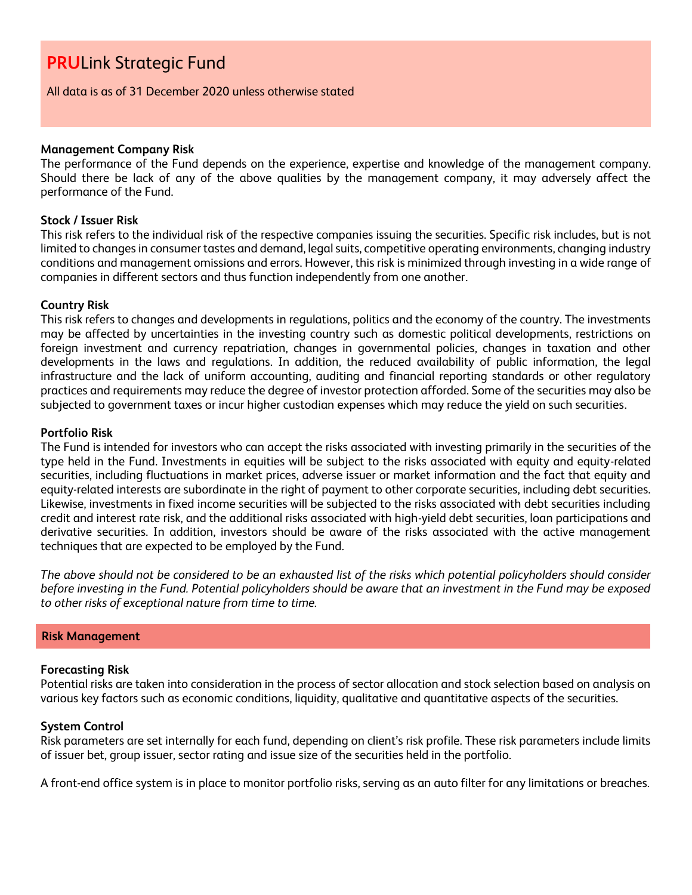# PRULink Strategic Fund

All data is as of 31 December 2020 unless otherwise stated

**Management Company Risk**
The performance of the Fund depends on the experience, expertise and knowledge of the management company. Should there be lack of any of the above qualities by the management company, it may adversely affect the performance of the Fund.

**Stock / Issuer Risk**
This risk refers to the individual risk of the respective companies issuing the securities. Specific risk includes, but is not limited to changes in consumer tastes and demand, legal suits, competitive operating environments, changing industry conditions and management omissions and errors. However, this risk is minimized through investing in a wide range of companies in different sectors and thus function independently from one another.

**Country Risk**
This risk refers to changes and developments in regulations, politics and the economy of the country. The investments may be affected by uncertainties in the investing country such as domestic political developments, restrictions on foreign investment and currency repatriation, changes in governmental policies, changes in taxation and other developments in the laws and regulations. In addition, the reduced availability of public information, the legal infrastructure and the lack of uniform accounting, auditing and financial reporting standards or other regulatory practices and requirements may reduce the degree of investor protection afforded. Some of the securities may also be subjected to government taxes or incur higher custodian expenses which may reduce the yield on such securities.

**Portfolio Risk**
The Fund is intended for investors who can accept the risks associated with investing primarily in the securities of the type held in the Fund. Investments in equities will be subject to the risks associated with equity and equity-related securities, including fluctuations in market prices, adverse issuer or market information and the fact that equity and equity-related interests are subordinate in the right of payment to other corporate securities, including debt securities. Likewise, investments in fixed income securities will be subjected to the risks associated with debt securities including credit and interest rate risk, and the additional risks associated with high-yield debt securities, loan participations and derivative securities. In addition, investors should be aware of the risks associated with the active management techniques that are expected to be employed by the Fund.

*The above should not be considered to be an exhausted list of the risks which potential policyholders should consider before investing in the Fund. Potential policyholders should be aware that an investment in the Fund may be exposed to other risks of exceptional nature from time to time.*

## Risk Management

**Forecasting Risk**
Potential risks are taken into consideration in the process of sector allocation and stock selection based on analysis on various key factors such as economic conditions, liquidity, qualitative and quantitative aspects of the securities.

**System Control**
Risk parameters are set internally for each fund, depending on client's risk profile. These risk parameters include limits of issuer bet, group issuer, sector rating and issue size of the securities held in the portfolio.

A front-end office system is in place to monitor portfolio risks, serving as an auto filter for any limitations or breaches.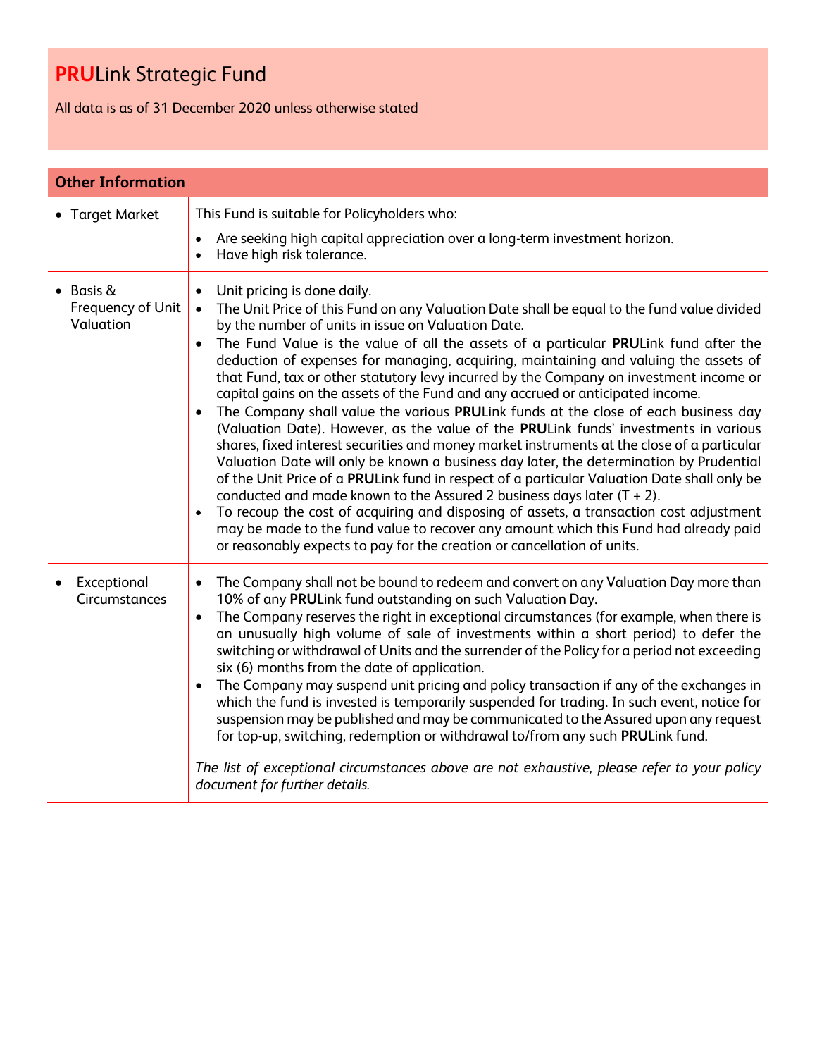# **PRU**Link Strategic Fund

All data is as of 31 December 2020 unless otherwise stated

## Other Information

| | |
|---|---|
| • Target Market | This Fund is suitable for Policyholders who:<br>• Are seeking high capital appreciation over a long-term investment horizon.<br>• Have high risk tolerance. |
| • Basis & Frequency of Unit Valuation | • Unit pricing is done daily.<br>• The Unit Price of this Fund on any Valuation Date shall be equal to the fund value divided by the number of units in issue on Valuation Date.<br>• The Fund Value is the value of all the assets of a particular **PRU**Link fund after the deduction of expenses for managing, acquiring, maintaining and valuing the assets of that Fund, tax or other statutory levy incurred by the Company on investment income or capital gains on the assets of the Fund and any accrued or anticipated income.<br>• The Company shall value the various **PRU**Link funds at the close of each business day (Valuation Date). However, as the value of the **PRU**Link funds' investments in various shares, fixed interest securities and money market instruments at the close of a particular Valuation Date will only be known a business day later, the determination by Prudential of the Unit Price of a **PRU**Link fund in respect of a particular Valuation Date shall only be conducted and made known to the Assured 2 business days later (T + 2).<br>• To recoup the cost of acquiring and disposing of assets, a transaction cost adjustment may be made to the fund value to recover any amount which this Fund had already paid or reasonably expects to pay for the creation or cancellation of units. |
| • Exceptional Circumstances | • The Company shall not be bound to redeem and convert on any Valuation Day more than 10% of any **PRU**Link fund outstanding on such Valuation Day.<br>• The Company reserves the right in exceptional circumstances (for example, when there is an unusually high volume of sale of investments within a short period) to defer the switching or withdrawal of Units and the surrender of the Policy for a period not exceeding six (6) months from the date of application.<br>• The Company may suspend unit pricing and policy transaction if any of the exchanges in which the fund is invested is temporarily suspended for trading. In such event, notice for suspension may be published and may be communicated to the Assured upon any request for top-up, switching, redemption or withdrawal to/from any such **PRU**Link fund.<br><br>*The list of exceptional circumstances above are not exhaustive, please refer to your policy document for further details.* |